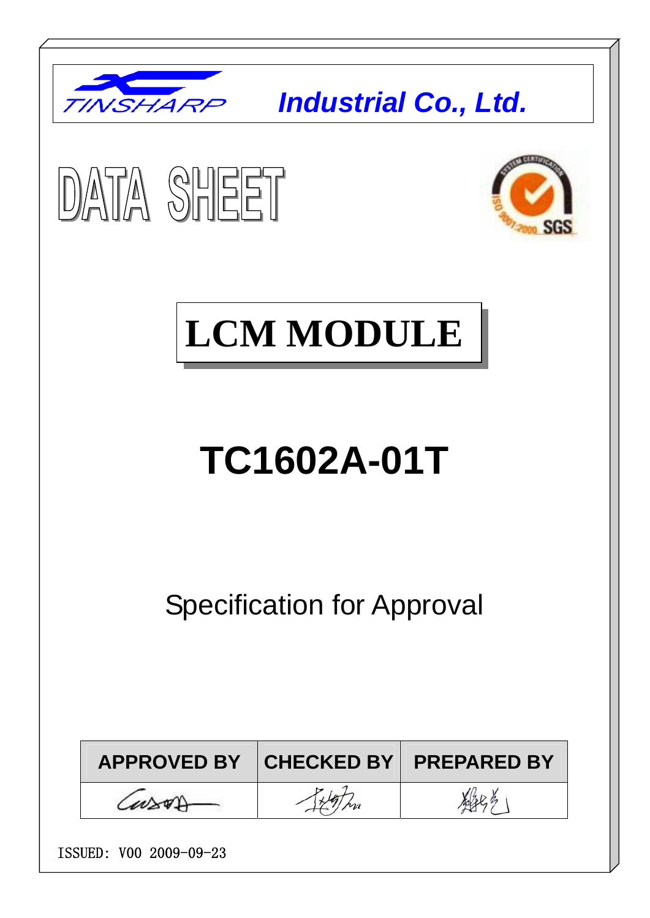TINSHARP **Industrial Co., Ltd.**

# DATA SHEET

# LCM MODULE

# TC1602A-01T

Specification for Approval

| APPROVED BY | CHECKED BY | PREPARED BY |
|---|---|---|
| | | |

ISSUED: V00 2009-09-23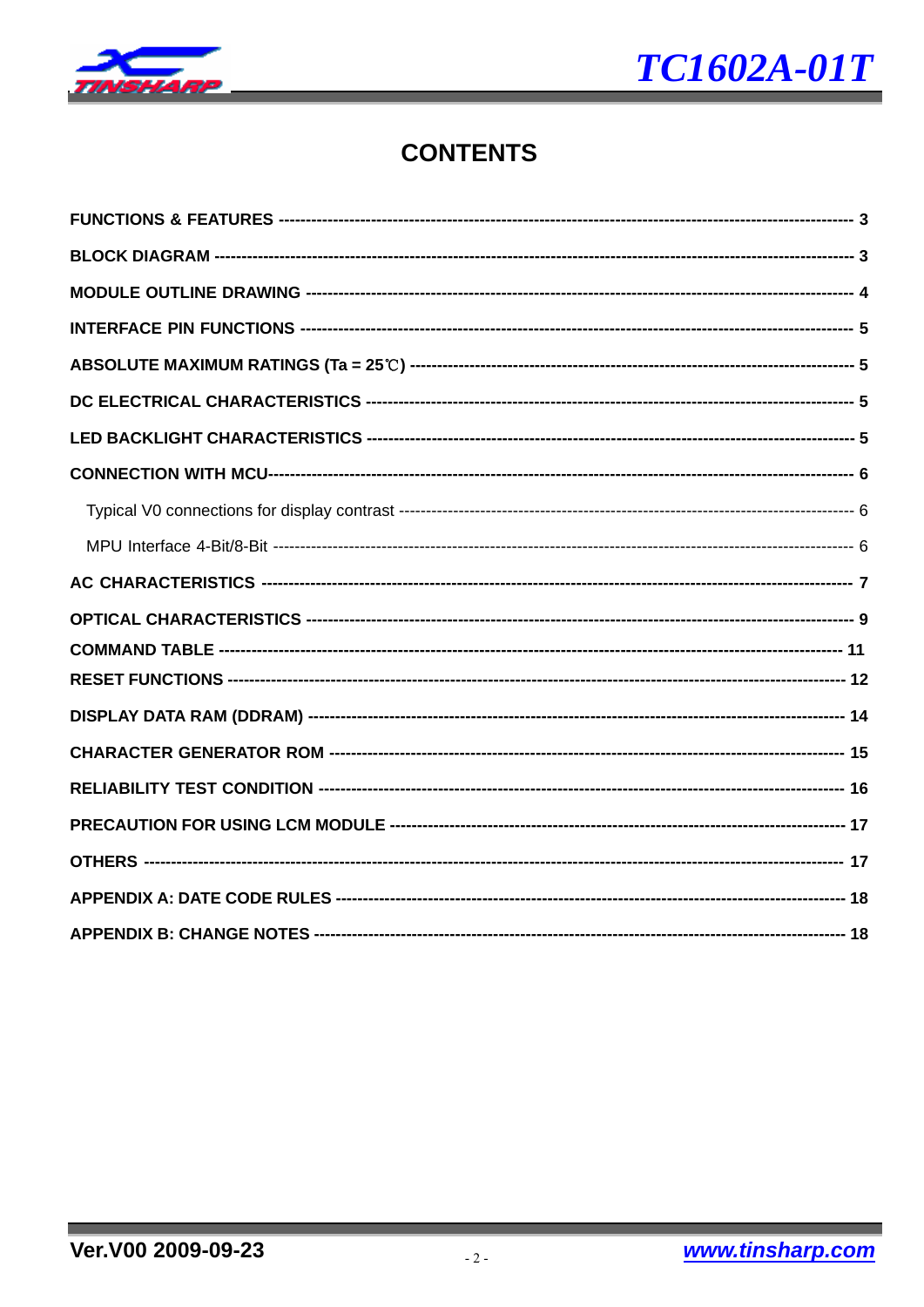# CONTENTS

**FUNCTIONS & FEATURES** ---------------------------------------------------------------------------------------------------- **3**

**BLOCK DIAGRAM** -------------------------------------------------------------------------------------------------------------- **3**

**MODULE OUTLINE DRAWING** ----------------------------------------------------------------------------------------------- **4**

**INTERFACE PIN FUNCTIONS** --------------------------------------------------------------------------------------------- **5**

**ABSOLUTE MAXIMUM RATINGS (Ta = 25℃)** ----------------------------------------------------------------------------- **5**

**DC ELECTRICAL CHARACTERISTICS** ------------------------------------------------------------------------------------- **5**

**LED BACKLIGHT CHARACTERISTICS** ------------------------------------------------------------------------------------- **5**

**CONNECTION WITH MCU**-------------------------------------------------------------------------------------------------------- **6**

Typical V0 connections for display contrast ----------------------------------------------------------------------------------- 6

MPU Interface 4-Bit/8-Bit ---------------------------------------------------------------------------------------------------------- 6

**AC CHARACTERISTICS** -------------------------------------------------------------------------------------------------------- **7**

**OPTICAL CHARACTERISTICS** -------------------------------------------------------------------------------------------------- **9**

**COMMAND TABLE** ------------------------------------------------------------------------------------------------------------- **11**

**RESET FUNCTIONS** ------------------------------------------------------------------------------------------------------------ **12**

**DISPLAY DATA RAM (DDRAM)** ----------------------------------------------------------------------------------------------- **14**

**CHARACTER GENERATOR ROM** ------------------------------------------------------------------------------------------- **15**

**RELIABILITY TEST CONDITION** ----------------------------------------------------------------------------------------------- **16**

**PRECAUTION FOR USING LCM MODULE** ---------------------------------------------------------------------------------- **17**

**OTHERS** ------------------------------------------------------------------------------------------------------------------------ **17**

**APPENDIX A: DATE CODE RULES** ------------------------------------------------------------------------------------------- **18**

**APPENDIX B: CHANGE NOTES** ----------------------------------------------------------------------------------------------- **18**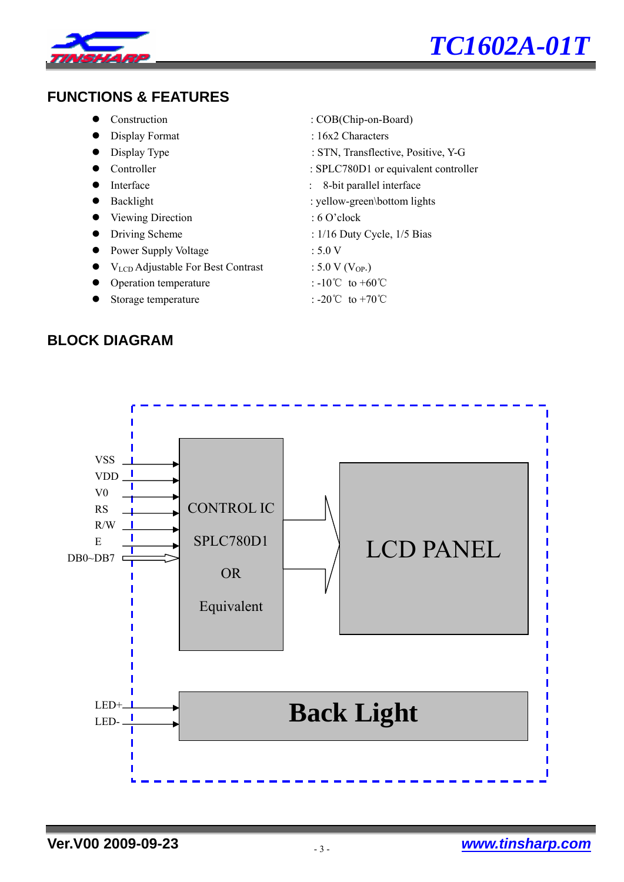## FUNCTIONS & FEATURES

- Construction : COB(Chip-on-Board)
- Display Format : 16x2 Characters
- Display Type : STN, Transflective, Positive, Y-G
- Controller : SPLC780D1 or equivalent controller
- Interface : 8-bit parallel interface
- Backlight : yellow-green\bottom lights
- Viewing Direction : 6 O'clock
- Driving Scheme : 1/16 Duty Cycle, 1/5 Bias
- Power Supply Voltage : 5.0 V
- $V_{LCD}$ Adjustable For Best Contrast : 5.0 V ($V_{OP}$.)
- Operation temperature : -10℃ to +60℃
- Storage temperature : -20℃ to +70℃

## BLOCK DIAGRAM

VSS
VDD
V0
RS
R/W
E
DB0~DB7

CONTROL IC
SPLC780D1
OR
Equivalent

LCD PANEL

LED+
LED-

Back Light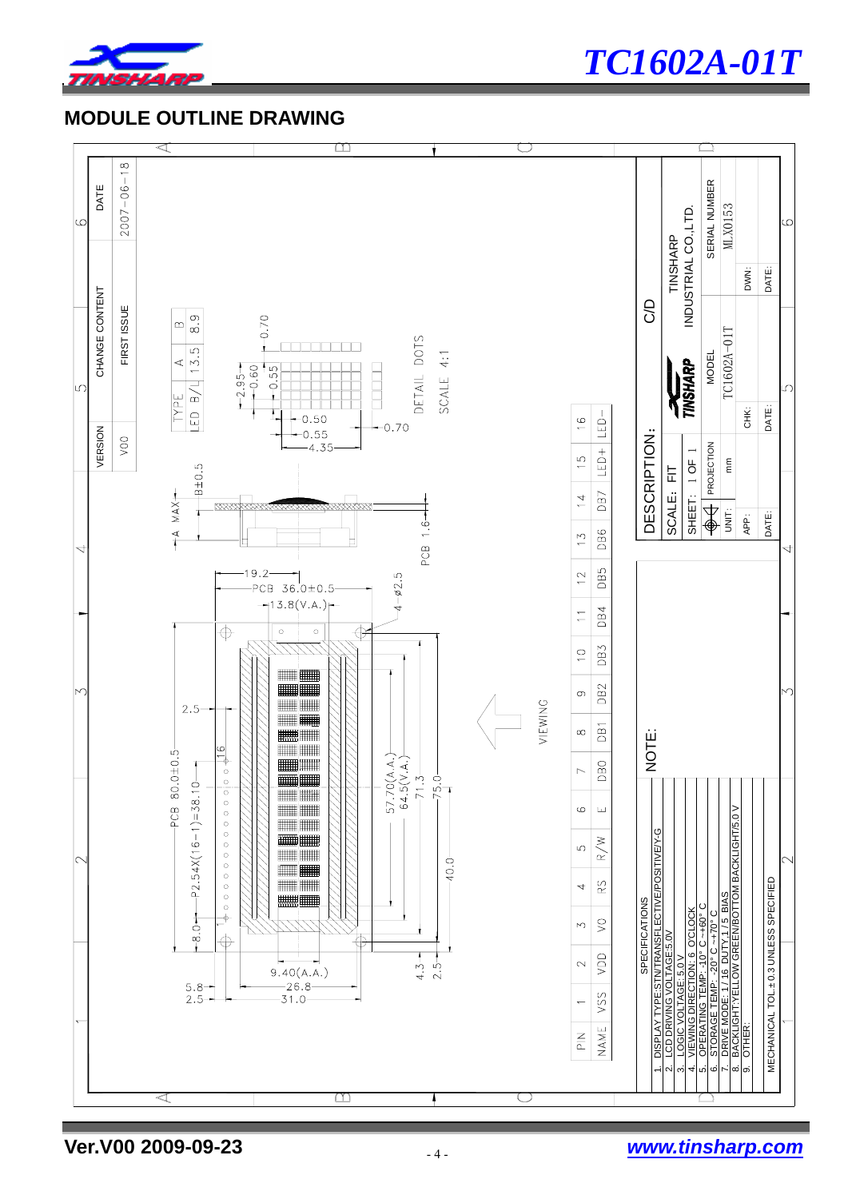## MODULE OUTLINE DRAWING

| VERSION | CHANGE CONTENT | DATE |
|---|---|---|
| V00 | FIRST ISSUE | 2007-06-18 |

| TYPE | A | B |
|---|---|---|
| LED B/L | 13.5 | 8.9 |

DETAIL DOTS
SCALE 4:1

0.70
2.95
0.60
0.55
0.50
0.55
4.35
0.70

A MAX
B±0.5
PCB 1.6

19.2
PCB 36.0±0.5
13.8(V.A.)
4-φ2.5
2.5
PCB 80.0±0.5
P2.54X(16-1)=38.10
16
1
8.0
57.70(A.A.)
64.5(V.A.)
71.3
75.0
40.0
9.40(A.A.)
26.8
31.0
5.8
2.5
4.3
2.5

VIEWING

| PIN | 1 | 2 | 3 | 4 | 5 | 6 | 7 | 8 | 9 | 10 | 11 | 12 | 13 | 14 | 15 | 16 |
|---|---|---|---|---|---|---|---|---|---|---|---|---|---|---|---|---|
| NAME | VSS | VDD | V0 | RS | R/W | E | DB0 | DB1 | DB2 | DB3 | DB4 | DB5 | DB6 | DB7 | LED+ | LED- |

NOTE:

SPECIFICATIONS
1. DISPLAY TYPE:STN/TRANSFLECTIVE/POSITIVE/Y-G
2. LCD DRIVING VOLTAGE:5.0V
3. LOGIC VOLTAGE: 5.0 V
4. VIEWING DIRECTION: 6 O'CLOCK
5. OPERATING TEMP: -10° C~+60° C
6. STORAGE TEMP: -20° C~+70° C
7. DRIVE MODE: 1/16 DUTY,1/5 BIAS
8. BACKLIGHT:YELLOW GREEN/BOTTOM BACKLIGHT/5.0 V
9. OTHER:

MECHANICAL TOL ±0.3 UNLESS SPECIFIED

DESCRIPTION: C/D
SCALE: FIT
SHEET: 1 OF 1
TINSHARP INDUSTRIAL CO.,LTD.
PROJECTION
UNIT: mm
MODEL: TC1602A-01T
SERIAL NUMBER: MLX0153
APP:
CHK:
DWN:
DATE: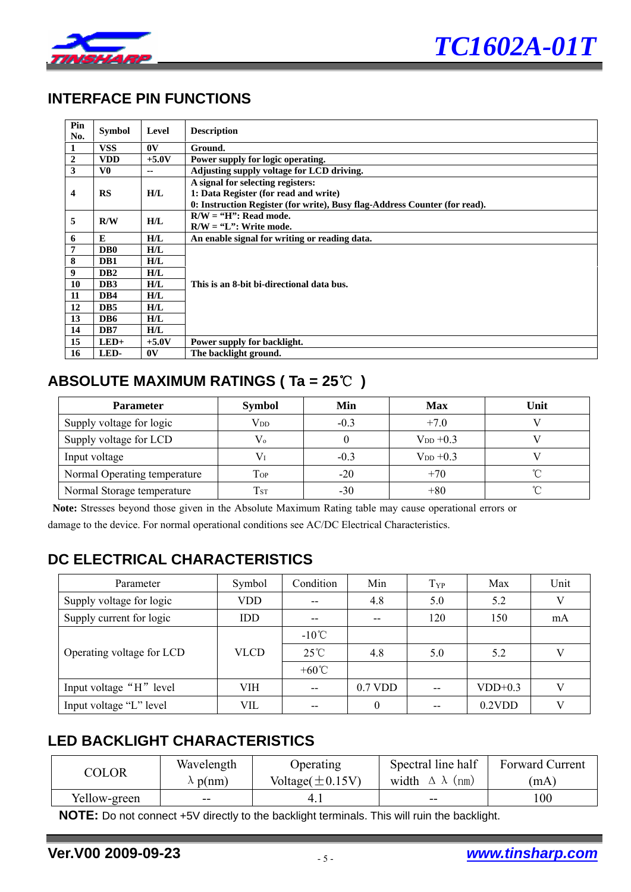## INTERFACE PIN FUNCTIONS

| Pin No. | Symbol | Level | Description |
|---|---|---|---|
| 1 | VSS | 0V | Ground. |
| 2 | VDD | +5.0V | Power supply for logic operating. |
| 3 | V0 | -- | Adjusting supply voltage for LCD driving. |
| 4 | RS | H/L | A signal for selecting registers:<br>1: Data Register (for read and write)<br>0: Instruction Register (for write), Busy flag-Address Counter (for read). |
| 5 | R/W | H/L | R/W = "H": Read mode.<br>R/W = "L": Write mode. |
| 6 | E | H/L | An enable signal for writing or reading data. |
| 7 | DB0 | H/L | This is an 8-bit bi-directional data bus. |
| 8 | DB1 | H/L | |
| 9 | DB2 | H/L | |
| 10 | DB3 | H/L | |
| 11 | DB4 | H/L | |
| 12 | DB5 | H/L | |
| 13 | DB6 | H/L | |
| 14 | DB7 | H/L | |
| 15 | LED+ | +5.0V | Power supply for backlight. |
| 16 | LED- | 0V | The backlight ground. |

## ABSOLUTE MAXIMUM RATINGS ( Ta = 25℃ )

| Parameter | Symbol | Min | Max | Unit |
|---|---|---|---|---|
| Supply voltage for logic | $V_{DD}$ | -0.3 | +7.0 | V |
| Supply voltage for LCD | $V_o$ | 0 | $V_{DD}$ +0.3 | V |
| Input voltage | $V_I$ | -0.3 | $V_{DD}$ +0.3 | V |
| Normal Operating temperature | $T_{OP}$ | -20 | +70 | ℃ |
| Normal Storage temperature | $T_{ST}$ | -30 | +80 | ℃ |

**Note:** Stresses beyond those given in the Absolute Maximum Rating table may cause operational errors or damage to the device. For normal operational conditions see AC/DC Electrical Characteristics.

## DC ELECTRICAL CHARACTERISTICS

| Parameter | Symbol | Condition | Min | $T_{YP}$ | Max | Unit |
|---|---|---|---|---|---|---|
| Supply voltage for logic | VDD | -- | 4.8 | 5.0 | 5.2 | V |
| Supply current for logic | IDD | -- | -- | 120 | 150 | mA |
| Operating voltage for LCD | VLCD | -10℃ | | | | |
| | | 25℃ | 4.8 | 5.0 | 5.2 | V |
| | | +60℃ | | | | |
| Input voltage "H" level | VIH | -- | 0.7 VDD | -- | VDD+0.3 | V |
| Input voltage "L" level | VIL | -- | 0 | -- | 0.2VDD | V |

## LED BACKLIGHT CHARACTERISTICS

| COLOR | Wavelength λ p(nm) | Operating Voltage(±0.15V) | Spectral line half width Δλ (nm) | Forward Current (mA) |
|---|---|---|---|---|
| Yellow-green | -- | 4.1 | -- | 100 |

**NOTE:** Do not connect +5V directly to the backlight terminals. This will ruin the backlight.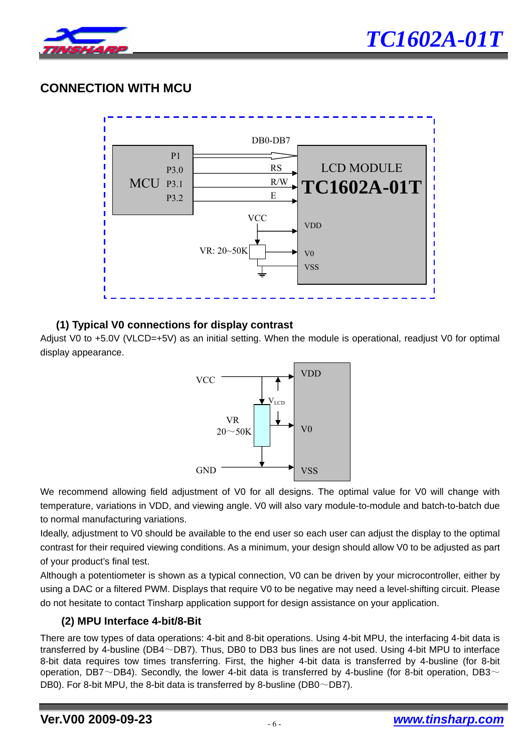## CONNECTION WITH MCU

DB0-DB7

P1

P3.0

MCU P3.1

P3.2

RS

R/W

E

LCD MODULE

TC1602A-01T

VCC

VDD

VR: 20~50K

V0

VSS

### (1) Typical V0 connections for display contrast

Adjust V0 to +5.0V (VLCD=+5V) as an initial setting. When the module is operational, readjust V0 for optimal display appearance.

VCC

VDD

$V_{LCD}$

VR

20～50K

V0

GND

VSS

We recommend allowing field adjustment of V0 for all designs. The optimal value for V0 will change with temperature, variations in VDD, and viewing angle. V0 will also vary module-to-module and batch-to-batch due to normal manufacturing variations.

Ideally, adjustment to V0 should be available to the end user so each user can adjust the display to the optimal contrast for their required viewing conditions. As a minimum, your design should allow V0 to be adjusted as part of your product's final test.

Although a potentiometer is shown as a typical connection, V0 can be driven by your microcontroller, either by using a DAC or a filtered PWM. Displays that require V0 to be negative may need a level-shifting circuit. Please do not hesitate to contact Tinsharp application support for design assistance on your application.

### (2) MPU Interface 4-bit/8-Bit

There are tow types of data operations: 4-bit and 8-bit operations. Using 4-bit MPU, the interfacing 4-bit data is transferred by 4-busline (DB4～DB7). Thus, DB0 to DB3 bus lines are not used. Using 4-bit MPU to interface 8-bit data requires tow times transferring. First, the higher 4-bit data is transferred by 4-busline (for 8-bit operation, DB7～DB4). Secondly, the lower 4-bit data is transferred by 4-busline (for 8-bit operation, DB3～DB0). For 8-bit MPU, the 8-bit data is transferred by 8-busline (DB0～DB7).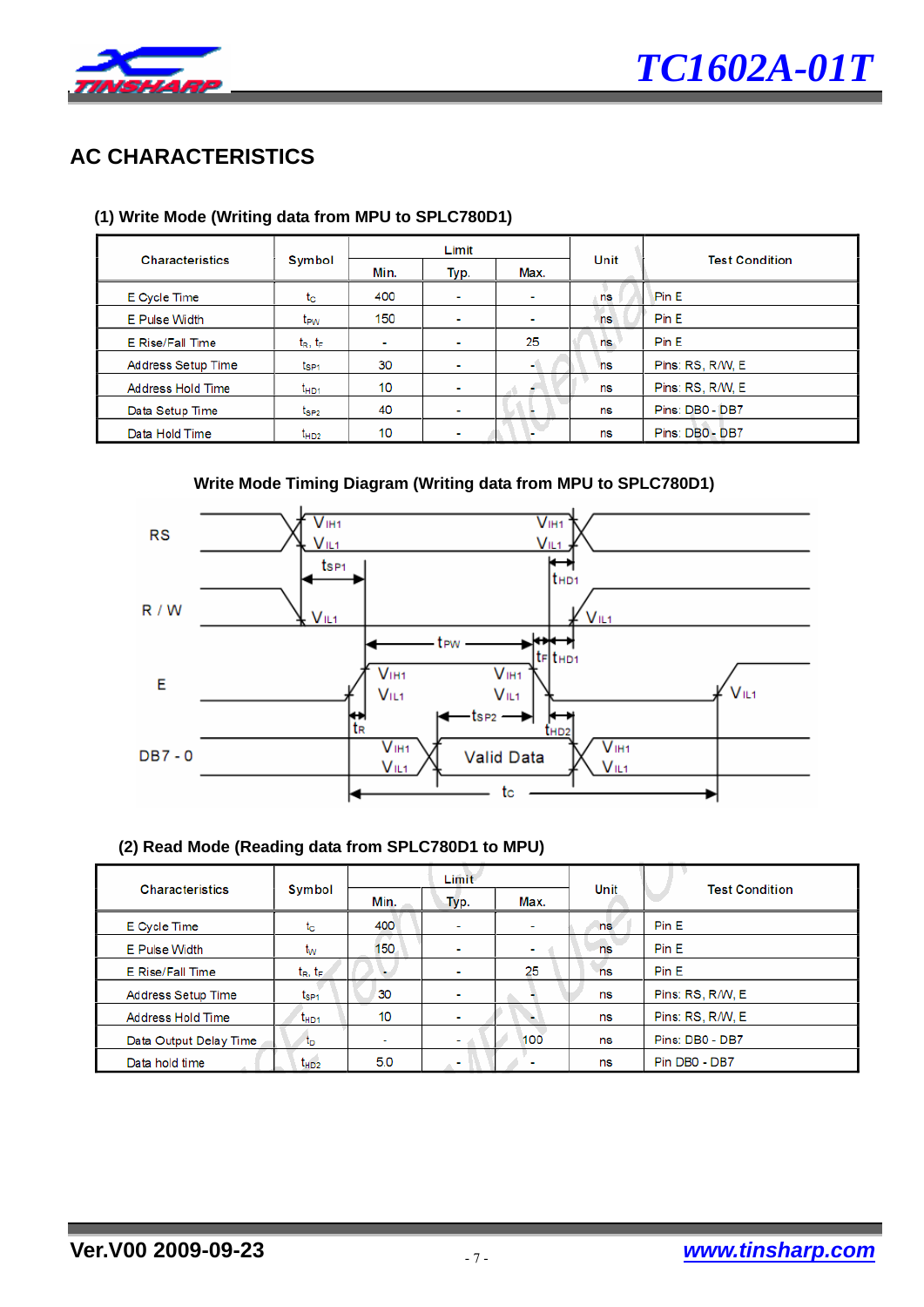## AC CHARACTERISTICS

### (1) Write Mode (Writing data from MPU to SPLC780D1)

| Characteristics | Symbol | Limit | | | Unit | Test Condition |
|---|---|---|---|---|---|---|
| | | Min. | Typ. | Max. | | |
| E Cycle Time | $t_C$ | 400 | - | - | ns | Pin E |
| E Pulse Width | $t_{PW}$ | 150 | - | - | ns | Pin E |
| E Rise/Fall Time | $t_R$, $t_F$ | - | - | 25 | ns | Pin E |
| Address Setup Time | $t_{SP1}$ | 30 | - | - | ns | Pins: RS, R/W, E |
| Address Hold Time | $t_{HD1}$ | 10 | - | - | ns | Pins: RS, R/W, E |
| Data Setup Time | $t_{SP2}$ | 40 | - | - | ns | Pins: DB0 - DB7 |
| Data Hold Time | $t_{HD2}$ | 10 | - | - | ns | Pins: DB0 - DB7 |

**Write Mode Timing Diagram (Writing data from MPU to SPLC780D1)**

RS
R / W
E
DB7 - 0
$V_{IH1}$
$V_{IL1}$
$t_{SP1}$
$t_{HD1}$
$t_{PW}$
$t_F$
$t_R$
$t_{SP2}$
$t_{HD2}$
Valid Data
$t_C$

### (2) Read Mode (Reading data from SPLC780D1 to MPU)

| Characteristics | Symbol | Limit | | | Unit | Test Condition |
|---|---|---|---|---|---|---|
| | | Min. | Typ. | Max. | | |
| E Cycle Time | $t_C$ | 400 | - | - | ns | Pin E |
| E Pulse Width | $t_W$ | 150 | - | - | ns | Pin E |
| E Rise/Fall Time | $t_R$, $t_F$ | - | - | 25 | ns | Pin E |
| Address Setup Time | $t_{SP1}$ | 30 | - | - | ns | Pins: RS, R/W, E |
| Address Hold Time | $t_{HD1}$ | 10 | - | - | ns | Pins: RS, R/W, E |
| Data Output Delay Time | $t_D$ | - | - | 100 | ns | Pins: DB0 - DB7 |
| Data hold time | $t_{HD2}$ | 5.0 | - | - | ns | Pin DB0 - DB7 |

Ver.V00 2009-09-23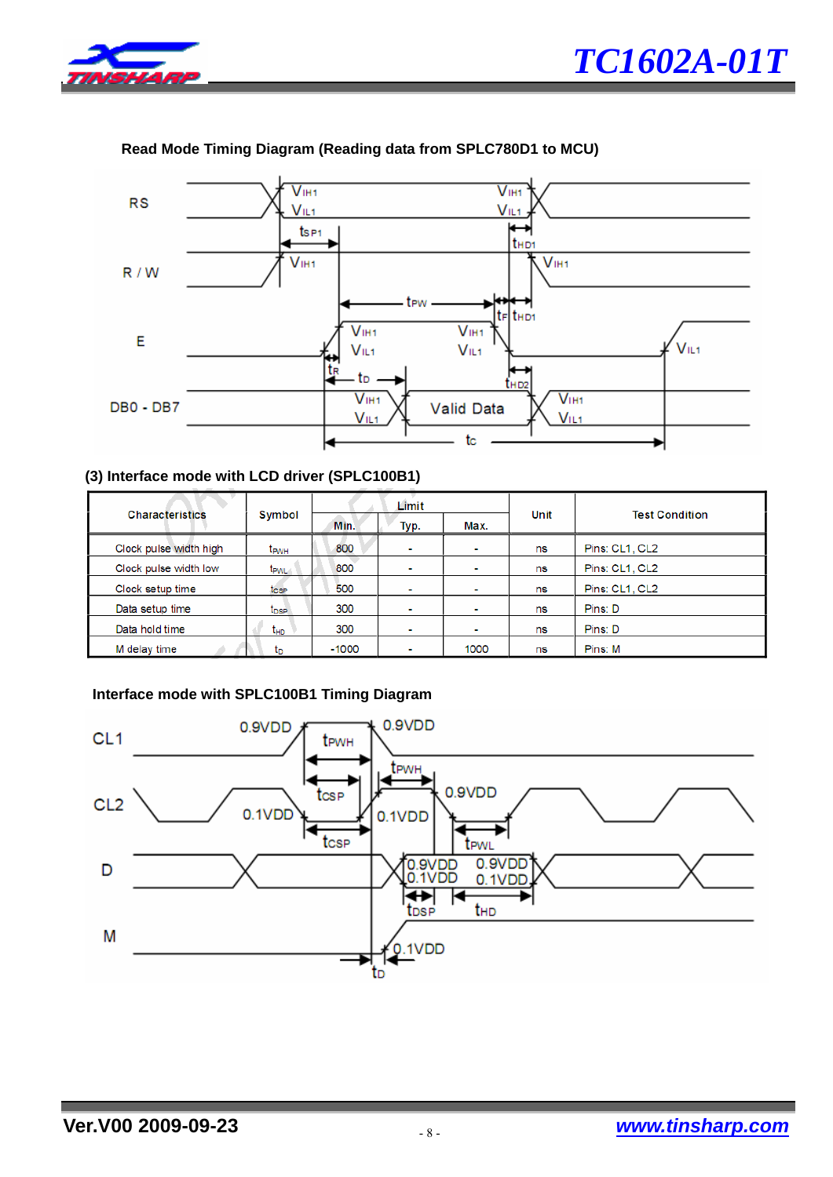**Read Mode Timing Diagram (Reading data from SPLC780D1 to MCU)**

RS

R / W

E

DB0 - DB7

$V_{IH1}$ $V_{IL1}$ $t_{SP1}$ $t_{HD1}$ $t_{PW}$ $t_F$ $t_R$ $t_D$ $t_{HD2}$ Valid Data $t_C$

**(3) Interface mode with LCD driver (SPLC100B1)**

| Characteristics | Symbol | Limit | | | Unit | Test Condition |
|---|---|---|---|---|---|---|
| | | Min. | Typ. | Max. | | |
| Clock pulse width high | $t_{PWH}$ | 800 | - | - | ns | Pins: CL1, CL2 |
| Clock pulse width low | $t_{PWL}$ | 800 | - | - | ns | Pins: CL1, CL2 |
| Clock setup time | $t_{CSP}$ | 500 | - | - | ns | Pins: CL1, CL2 |
| Data setup time | $t_{DSP}$ | 300 | - | - | ns | Pins: D |
| Data hold time | $t_{HD}$ | 300 | - | - | ns | Pins: D |
| M delay time | $t_D$ | -1000 | - | 1000 | ns | Pins: M |

**Interface mode with SPLC100B1 Timing Diagram**

CL1

CL2

D

M

0.9VDD 0.1VDD $t_{PWH}$ $t_{CSP}$ $t_{PWL}$ $t_{DSP}$ $t_{HD}$ $t_D$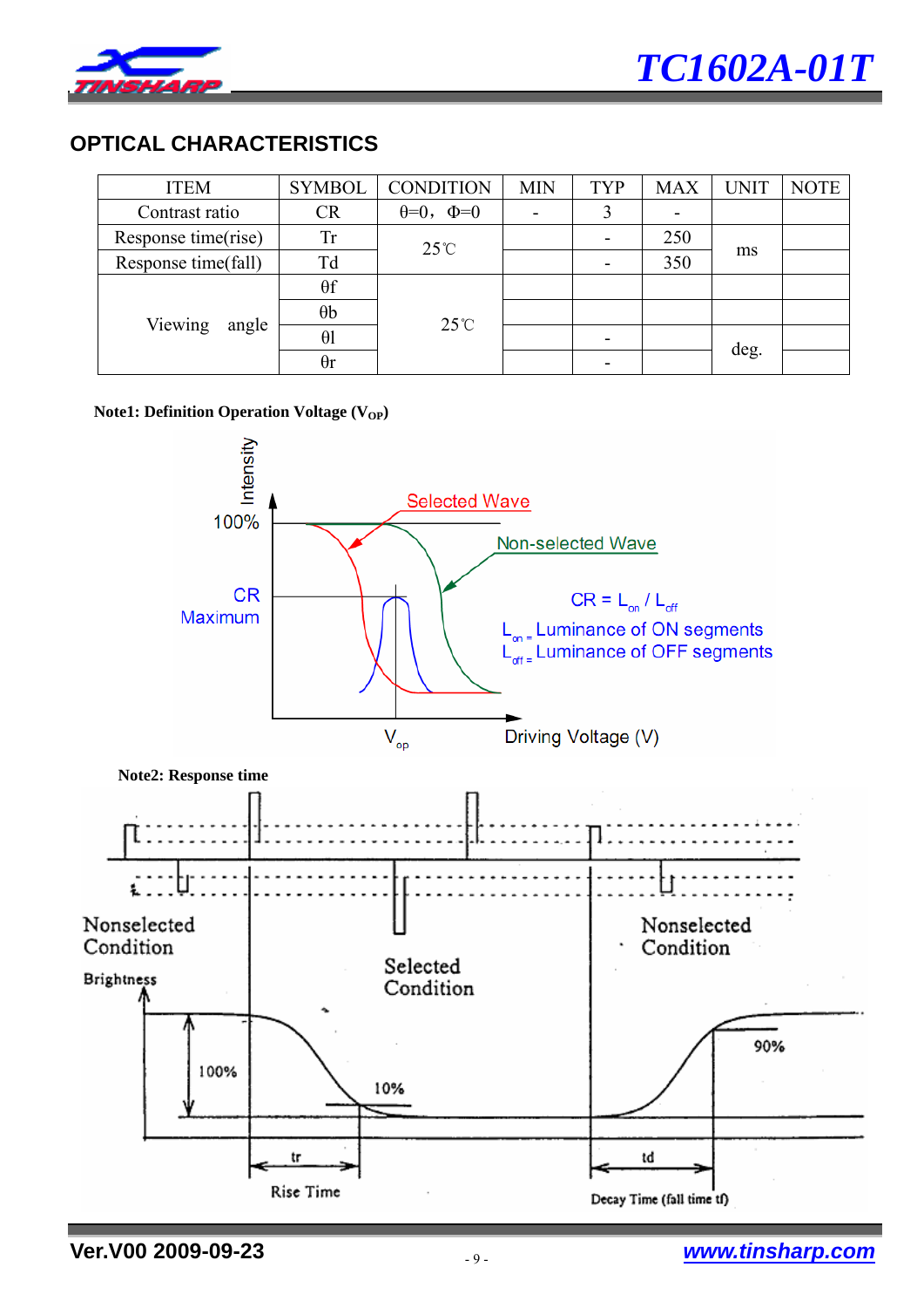## OPTICAL CHARACTERISTICS

| ITEM | SYMBOL | CONDITION | MIN | TYP | MAX | UNIT | NOTE |
|---|---|---|---|---|---|---|---|
| Contrast ratio | CR | θ=0，Φ=0 | - | 3 | - | | |
| Response time(rise) | Tr | 25℃ | | - | 250 | ms | |
| Response time(fall) | Td | | | - | 350 | | |
| Viewing angle | θf | 25℃ | | | | | |
| | θb | | | | | | |
| | θl | | | - | | deg. | |
| | θr | | | - | | | |

**Note1: Definition Operation Voltage ($V_{OP}$)**

Intensity

100%

Selected Wave

Non-selected Wave

CR Maximum

$CR = L_{on} / L_{off}$

$L_{on}$ = Luminance of ON segments

$L_{off}$ = Luminance of OFF segments

$V_{op}$

Driving Voltage (V)

**Note2: Response time**

Nonselected Condition

Selected Condition

Nonselected Condition

Brightness

100%

10%

90%

tr

td

Rise Time

Decay Time (fall time tf)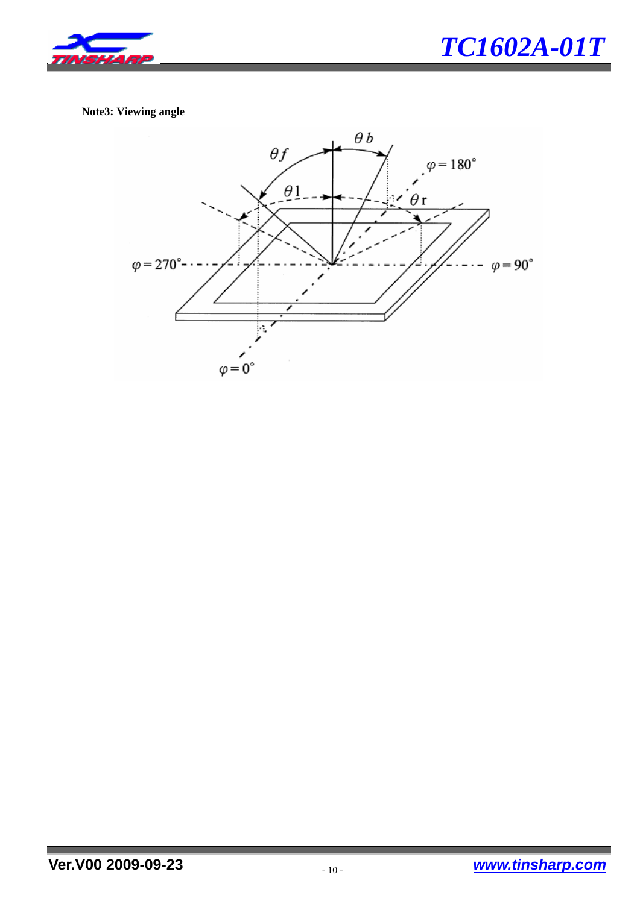**Note3: Viewing angle**

$\theta f$

$\theta b$

$\theta 1$

$\theta$ r

$\varphi = 180^\circ$

$\varphi = 270^\circ$

$\varphi = 90^\circ$

$\varphi = 0^\circ$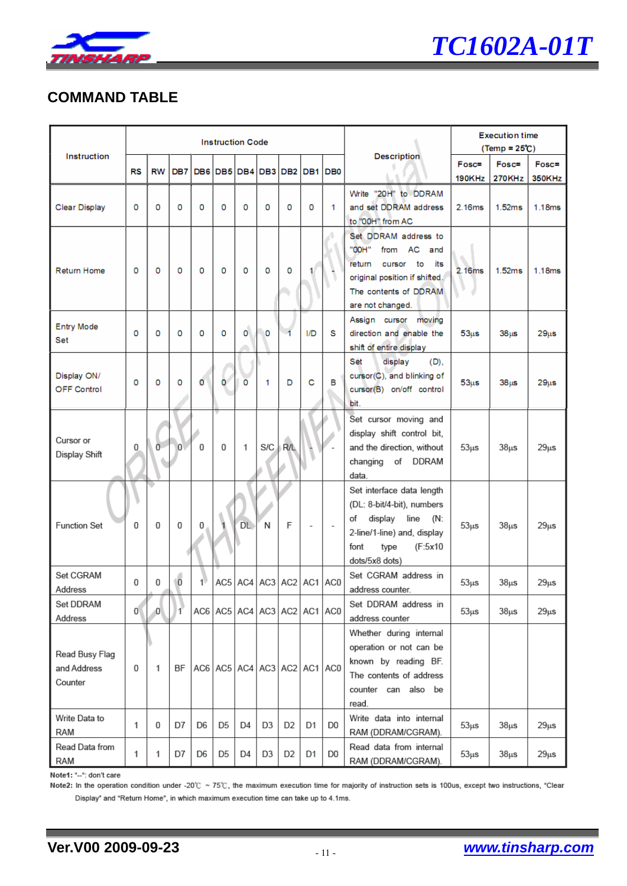## COMMAND TABLE

| Instruction | Instruction Code | | | | | | | | | | Description | Execution time (Temp = 25℃) | | |
|---|---|---|---|---|---|---|---|---|---|---|---|---|---|---|
| | RS | RW | DB7 | DB6 | DB5 | DB4 | DB3 | DB2 | DB1 | DB0 | | Fosc= 190KHz | Fosc= 270KHz | Fosc= 350KHz |
| Clear Display | 0 | 0 | 0 | 0 | 0 | 0 | 0 | 0 | 0 | 1 | Write "20H" to DDRAM and set DDRAM address to "00H" from AC | 2.16ms | 1.52ms | 1.18ms |
| Return Home | 0 | 0 | 0 | 0 | 0 | 0 | 0 | 0 | 1 | - | Set DDRAM address to "00H" from AC and return cursor to its original position if shifted. The contents of DDRAM are not changed. | 2.16ms | 1.52ms | 1.18ms |
| Entry Mode Set | 0 | 0 | 0 | 0 | 0 | 0 | 0 | 1 | I/D | S | Assign cursor moving direction and enable the shift of entire display | 53μs | 38μs | 29μs |
| Display ON/ OFF Control | 0 | 0 | 0 | 0 | 0 | 0 | 1 | D | C | B | Set display (D), cursor(C), and blinking of cursor(B) on/off control bit. | 53μs | 38μs | 29μs |
| Cursor or Display Shift | 0 | 0 | 0 | 0 | 0 | 1 | S/C | R/L | - | - | Set cursor moving and display shift control bit, and the direction, without changing of DDRAM data. | 53μs | 38μs | 29μs |
| Function Set | 0 | 0 | 0 | 0 | 1 | DL | N | F | - | - | Set interface data length (DL: 8-bit/4-bit), numbers of display line (N: 2-line/1-line) and, display font type (F:5x10 dots/5x8 dots) | 53μs | 38μs | 29μs |
| Set CGRAM Address | 0 | 0 | 0 | 1 | AC5 | AC4 | AC3 | AC2 | AC1 | AC0 | Set CGRAM address in address counter. | 53μs | 38μs | 29μs |
| Set DDRAM Address | 0 | 0 | 1 | AC6 | AC5 | AC4 | AC3 | AC2 | AC1 | AC0 | Set DDRAM address in address counter | 53μs | 38μs | 29μs |
| Read Busy Flag and Address Counter | 0 | 1 | BF | AC6 | AC5 | AC4 | AC3 | AC2 | AC1 | AC0 | Whether during internal operation or not can be known by reading BF. The contents of address counter can also be read. | | | |
| Write Data to RAM | 1 | 0 | D7 | D6 | D5 | D4 | D3 | D2 | D1 | D0 | Write data into internal RAM (DDRAM/CGRAM). | 53μs | 38μs | 29μs |
| Read Data from RAM | 1 | 1 | D7 | D6 | D5 | D4 | D3 | D2 | D1 | D0 | Read data from internal RAM (DDRAM/CGRAM). | 53μs | 38μs | 29μs |

**Note1:** "--": don't care

**Note2:** In the operation condition under -20℃ ~ 75℃, the maximum execution time for majority of instruction sets is 100us, except two instructions, "Clear Display" and "Return Home", in which maximum execution time can take up to 4.1ms.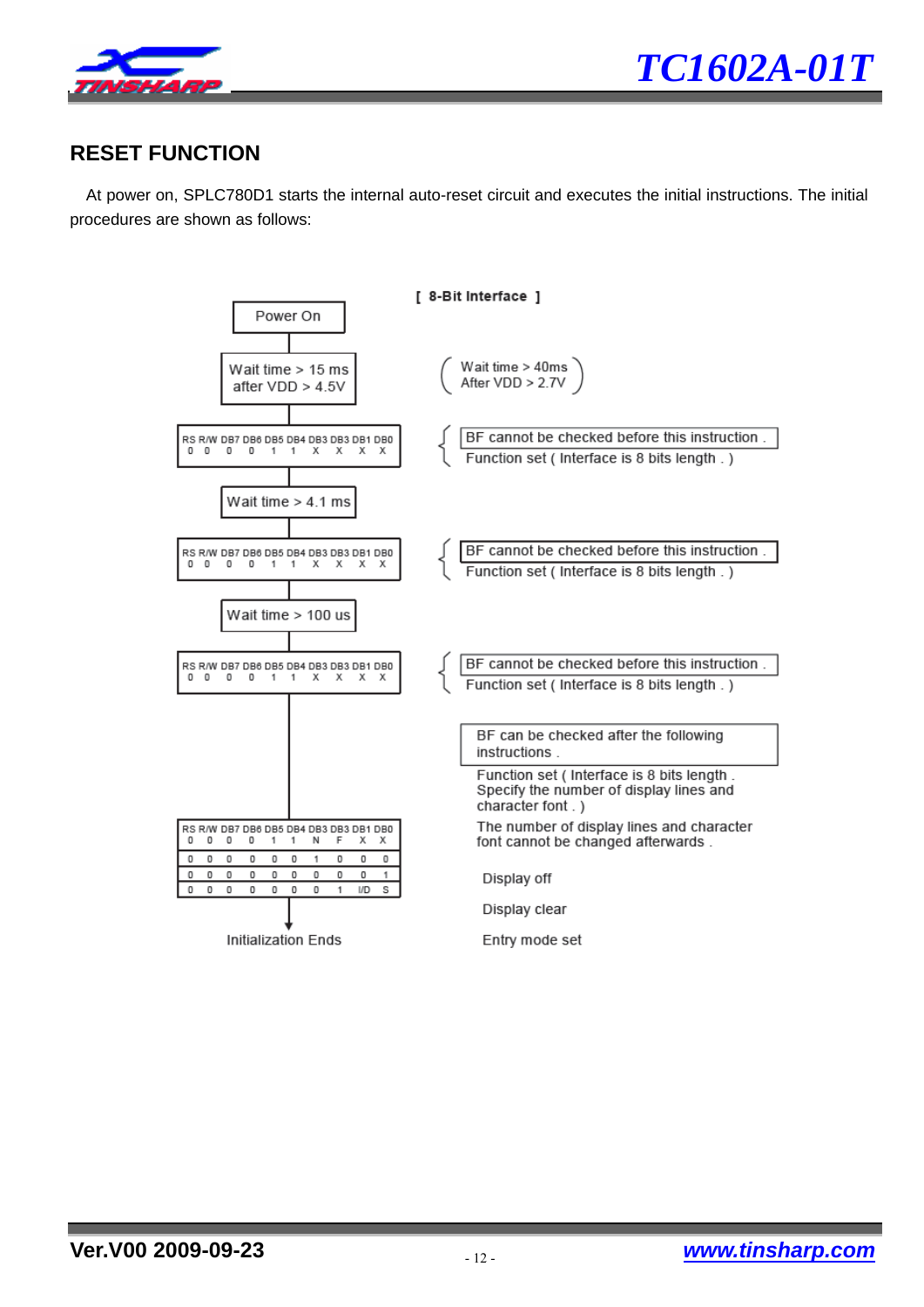## RESET FUNCTION

At power on, SPLC780D1 starts the internal auto-reset circuit and executes the initial instructions. The initial procedures are shown as follows:

[ 8-Bit Interface ]

Power On

Wait time > 15 ms after VDD > 4.5V

(Wait time > 40ms After VDD > 2.7V)

| RS | R/W | DB7 | DB6 | DB5 | DB4 | DB3 | DB3 | DB1 | DB0 |
|---|---|---|---|---|---|---|---|---|---|
| 0 | 0 | 0 | 0 | 1 | 1 | X | X | X | X |

BF cannot be checked before this instruction.
Function set ( Interface is 8 bits length . )

Wait time > 4.1 ms

| RS | R/W | DB7 | DB6 | DB5 | DB4 | DB3 | DB3 | DB1 | DB0 |
|---|---|---|---|---|---|---|---|---|---|
| 0 | 0 | 0 | 0 | 1 | 1 | X | X | X | X |

BF cannot be checked before this instruction.
Function set ( Interface is 8 bits length . )

Wait time > 100 us

| RS | R/W | DB7 | DB6 | DB5 | DB4 | DB3 | DB3 | DB1 | DB0 |
|---|---|---|---|---|---|---|---|---|---|
| 0 | 0 | 0 | 0 | 1 | 1 | X | X | X | X |

BF cannot be checked before this instruction.
Function set ( Interface is 8 bits length . )

BF can be checked after the following instructions.

| RS | R/W | DB7 | DB6 | DB5 | DB4 | DB3 | DB3 | DB1 | DB0 | |
|---|---|---|---|---|---|---|---|---|---|---|
| 0 | 0 | 0 | 0 | 1 | 1 | N | F | X | X | Function set ( Interface is 8 bits length. Specify the number of display lines and character font . ) The number of display lines and character font cannot be changed afterwards. |
| 0 | 0 | 0 | 0 | 0 | 0 | 1 | 0 | 0 | 0 | Display off |
| 0 | 0 | 0 | 0 | 0 | 0 | 0 | 0 | 0 | 1 | Display clear |
| 0 | 0 | 0 | 0 | 0 | 0 | 0 | 1 | I/D | S | Entry mode set |

Initialization Ends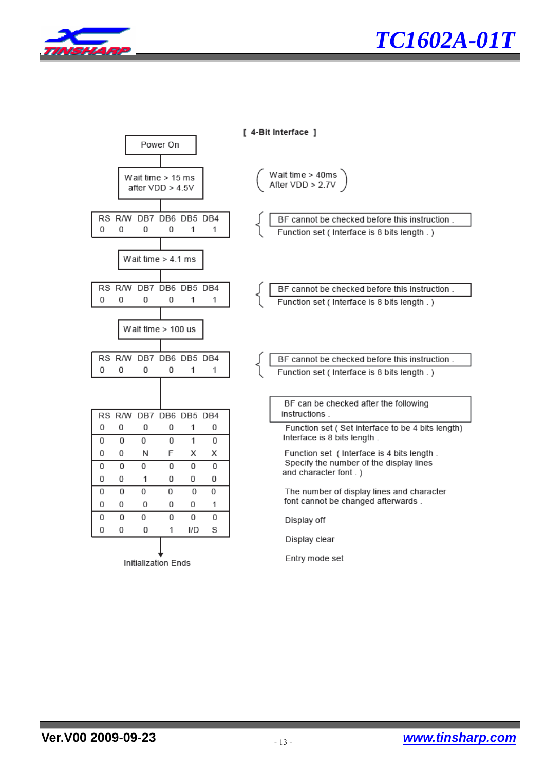[ 4-Bit Interface ]

Power On

Wait time > 15 ms after VDD > 4.5V

( Wait time > 40ms After VDD > 2.7V )

| RS | R/W | DB7 | DB6 | DB5 | DB4 |
|---|---|---|---|---|---|
| 0 | 0 | 0 | 0 | 1 | 1 |

BF cannot be checked before this instruction.
Function set ( Interface is 8 bits length. )

Wait time > 4.1 ms

| RS | R/W | DB7 | DB6 | DB5 | DB4 |
|---|---|---|---|---|---|
| 0 | 0 | 0 | 0 | 1 | 1 |

BF cannot be checked before this instruction.
Function set ( Interface is 8 bits length. )

Wait time > 100 us

| RS | R/W | DB7 | DB6 | DB5 | DB4 |
|---|---|---|---|---|---|
| 0 | 0 | 0 | 0 | 1 | 1 |

BF cannot be checked before this instruction.
Function set ( Interface is 8 bits length. )

BF can be checked after the following instructions.

| RS | R/W | DB7 | DB6 | DB5 | DB4 | |
|---|---|---|---|---|---|---|
| 0 | 0 | 0 | 0 | 1 | 0 | Function set ( Set interface to be 4 bits length) Interface is 8 bits length. |
| 0 | 0 | 0 | 0 | 1 | 0 | Function set ( Interface is 4 bits length. Specify the number of the display lines and character font. ) |
| 0 | 0 | N | F | X | X | The number of display lines and character font cannot be changed afterwards. |
| 0 | 0 | 0 | 0 | 0 | 0 | Display off |
| 0 | 0 | 1 | 0 | 0 | 0 | |
| 0 | 0 | 0 | 0 | 0 | 0 | Display clear |
| 0 | 0 | 0 | 0 | 0 | 1 | |
| 0 | 0 | 0 | 0 | 0 | 0 | Entry mode set |
| 0 | 0 | 0 | 1 | I/D | S | |

Initialization Ends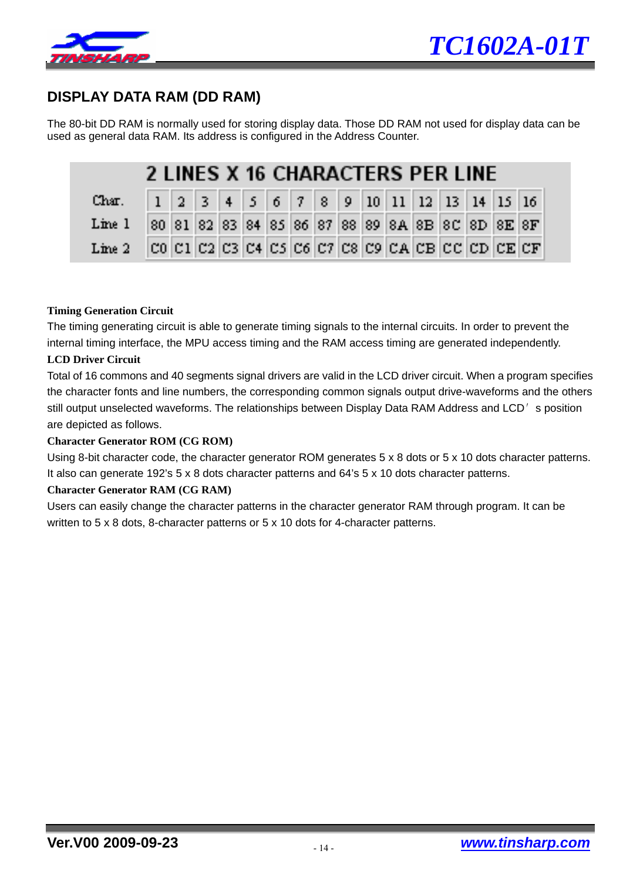## DISPLAY DATA RAM (DD RAM)

The 80-bit DD RAM is normally used for storing display data. Those DD RAM not used for display data can be used as general data RAM. Its address is configured in the Address Counter.

**2 LINES X 16 CHARACTERS PER LINE**

| Char. | 1 | 2 | 3 | 4 | 5 | 6 | 7 | 8 | 9 | 10 | 11 | 12 | 13 | 14 | 15 | 16 |
|---|---|---|---|---|---|---|---|---|---|---|---|---|---|---|---|---|
| Line 1 | 80 | 81 | 82 | 83 | 84 | 85 | 86 | 87 | 88 | 89 | 8A | 8B | 8C | 8D | 8E | 8F |
| Line 2 | C0 | C1 | C2 | C3 | C4 | C5 | C6 | C7 | C8 | C9 | CA | CB | CC | CD | CE | CF |

**Timing Generation Circuit**

The timing generating circuit is able to generate timing signals to the internal circuits. In order to prevent the internal timing interface, the MPU access timing and the RAM access timing are generated independently.

**LCD Driver Circuit**

Total of 16 commons and 40 segments signal drivers are valid in the LCD driver circuit. When a program specifies the character fonts and line numbers, the corresponding common signals output drive-waveforms and the others still output unselected waveforms. The relationships between Display Data RAM Address and LCD′s position are depicted as follows.

**Character Generator ROM (CG ROM)**

Using 8-bit character code, the character generator ROM generates 5 x 8 dots or 5 x 10 dots character patterns. It also can generate 192's 5 x 8 dots character patterns and 64's 5 x 10 dots character patterns.

**Character Generator RAM (CG RAM)**

Users can easily change the character patterns in the character generator RAM through program. It can be written to 5 x 8 dots, 8-character patterns or 5 x 10 dots for 4-character patterns.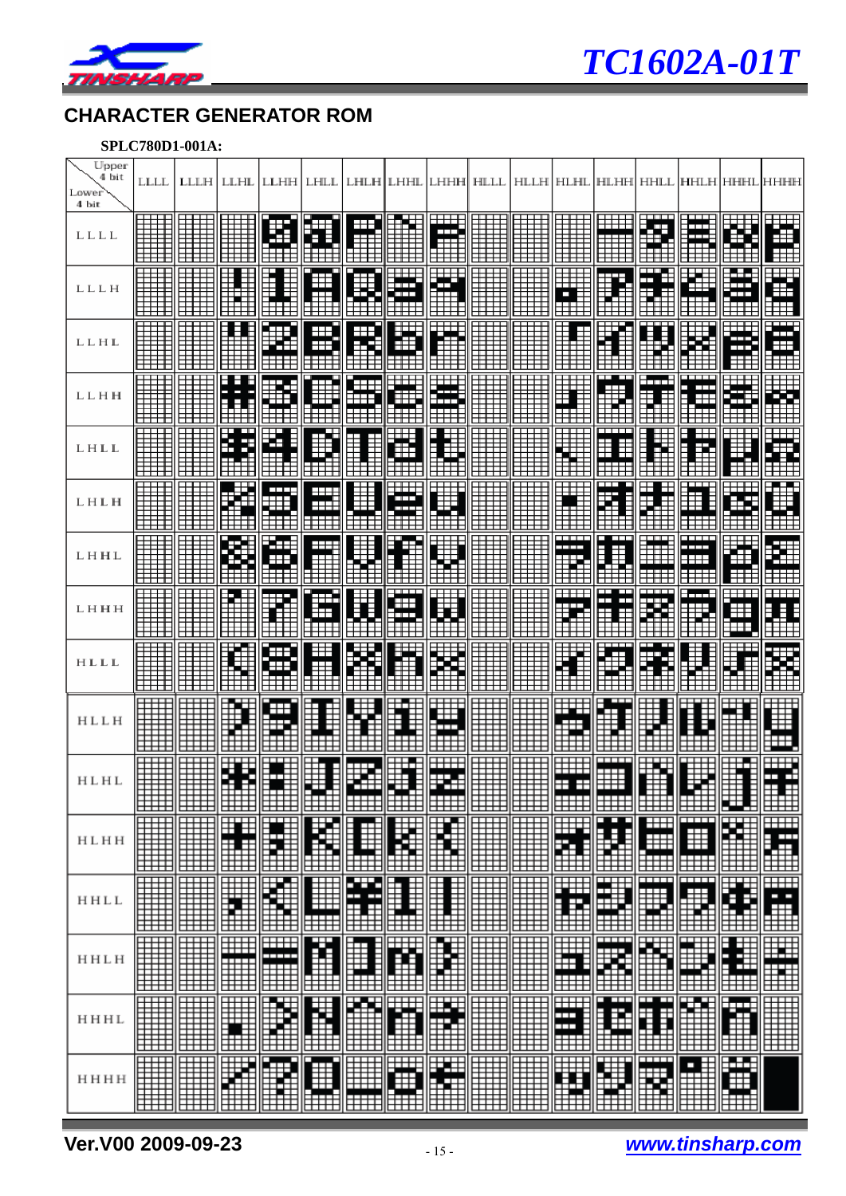## CHARACTER GENERATOR ROM

**SPLC780D1-001A:**

| Lower 4 bit \ Upper 4 bit | LLLL | LLLH | LLHL | LLHH | LHLL | LHLH | LHHL | LHHH | HLLL | HLLH | HLHL | HLHH | HHLL | HHLH | HHHL | HHHH |
|---|---|---|---|---|---|---|---|---|---|---|---|---|---|---|---|---|
| LLLL | | | | | | | | | | | | | | | | |
| LLLH | | | | | | | | | | | | | | | | |
| LLHL | | | | | | | | | | | | | | | | |
| LLHH | | | | | | | | | | | | | | | | |
| LHLL | | | | | | | | | | | | | | | | |
| LHLH | | | | | | | | | | | | | | | | |
| LHHL | | | | | | | | | | | | | | | | |
| LHHH | | | | | | | | | | | | | | | | |
| HLLL | | | | | | | | | | | | | | | | |
| HLLH | | | | | | | | | | | | | | | | |
| HLHL | | | | | | | | | | | | | | | | |
| HLHH | | | | | | | | | | | | | | | | |
| HHLL | | | | | | | | | | | | | | | | |
| HHLH | | | | | | | | | | | | | | | | |
| HHHL | | | | | | | | | | | | | | | | |
| HHHH | | | | | | | | | | | | | | | | |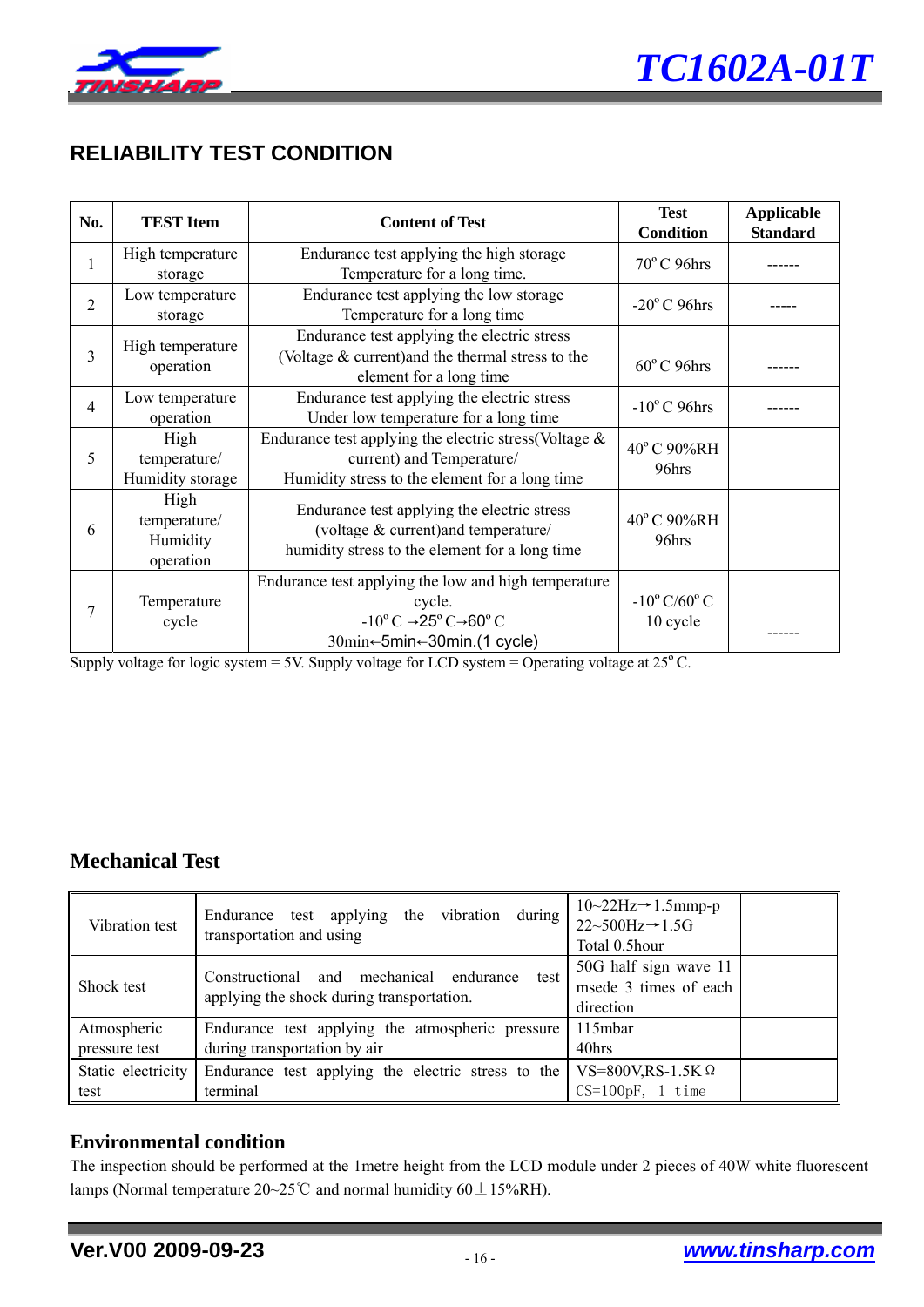## RELIABILITY TEST CONDITION

| No. | TEST Item | Content of Test | Test Condition | Applicable Standard |
|---|---|---|---|---|
| 1 | High temperature storage | Endurance test applying the high storage Temperature for a long time. | 70°C 96hrs | ------ |
| 2 | Low temperature storage | Endurance test applying the low storage Temperature for a long time | -20°C 96hrs | ----- |
| 3 | High temperature operation | Endurance test applying the electric stress (Voltage & current)and the thermal stress to the element for a long time | 60°C 96hrs | ------ |
| 4 | Low temperature operation | Endurance test applying the electric stress Under low temperature for a long time | -10°C 96hrs | ------ |
| 5 | High temperature/ Humidity storage | Endurance test applying the electric stress(Voltage & current) and Temperature/ Humidity stress to the element for a long time | 40°C 90%RH 96hrs | |
| 6 | High temperature/ Humidity operation | Endurance test applying the electric stress (voltage & current)and temperature/ humidity stress to the element for a long time | 40°C 90%RH 96hrs | |
| 7 | Temperature cycle | Endurance test applying the low and high temperature cycle. -10°C →25°C→60°C 30min←5min←30min.(1 cycle) | -10°C/60°C 10 cycle | ------ |

Supply voltage for logic system = 5V. Supply voltage for LCD system = Operating voltage at 25°C.

## Mechanical Test

| | | | |
|---|---|---|---|
| Vibration test | Endurance test applying the vibration during transportation and using | 10~22Hz→1.5mmp-p 22~500Hz→1.5G Total 0.5hour | |
| Shock test | Constructional and mechanical endurance test applying the shock during transportation. | 50G half sign wave 11 msede 3 times of each direction | |
| Atmospheric pressure test | Endurance test applying the atmospheric pressure during transportation by air | 115mbar 40hrs | |
| Static electricity test | Endurance test applying the electric stress to the terminal | VS=800V,RS-1.5KΩ CS=100pF, 1 time | |

## Environmental condition

The inspection should be performed at the 1metre height from the LCD module under 2 pieces of 40W white fluorescent lamps (Normal temperature 20~25℃ and normal humidity 60±15%RH).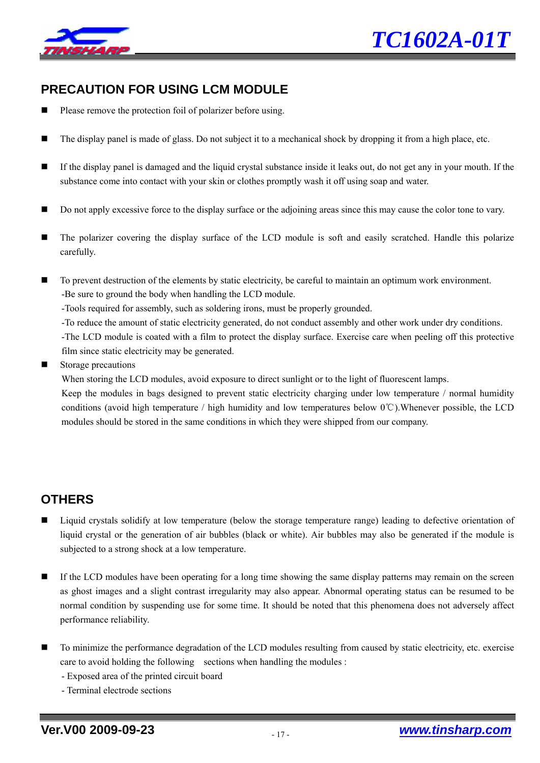## PRECAUTION FOR USING LCM MODULE

- Please remove the protection foil of polarizer before using.
- The display panel is made of glass. Do not subject it to a mechanical shock by dropping it from a high place, etc.
- If the display panel is damaged and the liquid crystal substance inside it leaks out, do not get any in your mouth. If the substance come into contact with your skin or clothes promptly wash it off using soap and water.
- Do not apply excessive force to the display surface or the adjoining areas since this may cause the color tone to vary.
- The polarizer covering the display surface of the LCD module is soft and easily scratched. Handle this polarize carefully.
- To prevent destruction of the elements by static electricity, be careful to maintain an optimum work environment.
  -Be sure to ground the body when handling the LCD module.
  -Tools required for assembly, such as soldering irons, must be properly grounded.
  -To reduce the amount of static electricity generated, do not conduct assembly and other work under dry conditions.
  -The LCD module is coated with a film to protect the display surface. Exercise care when peeling off this protective film since static electricity may be generated.
- Storage precautions
  When storing the LCD modules, avoid exposure to direct sunlight or to the light of fluorescent lamps.
  Keep the modules in bags designed to prevent static electricity charging under low temperature / normal humidity conditions (avoid high temperature / high humidity and low temperatures below 0℃).Whenever possible, the LCD modules should be stored in the same conditions in which they were shipped from our company.

## OTHERS

- Liquid crystals solidify at low temperature (below the storage temperature range) leading to defective orientation of liquid crystal or the generation of air bubbles (black or white). Air bubbles may also be generated if the module is subjected to a strong shock at a low temperature.
- If the LCD modules have been operating for a long time showing the same display patterns may remain on the screen as ghost images and a slight contrast irregularity may also appear. Abnormal operating status can be resumed to be normal condition by suspending use for some time. It should be noted that this phenomena does not adversely affect performance reliability.
- To minimize the performance degradation of the LCD modules resulting from caused by static electricity, etc. exercise care to avoid holding the following sections when handling the modules :
  - Exposed area of the printed circuit board
  - Terminal electrode sections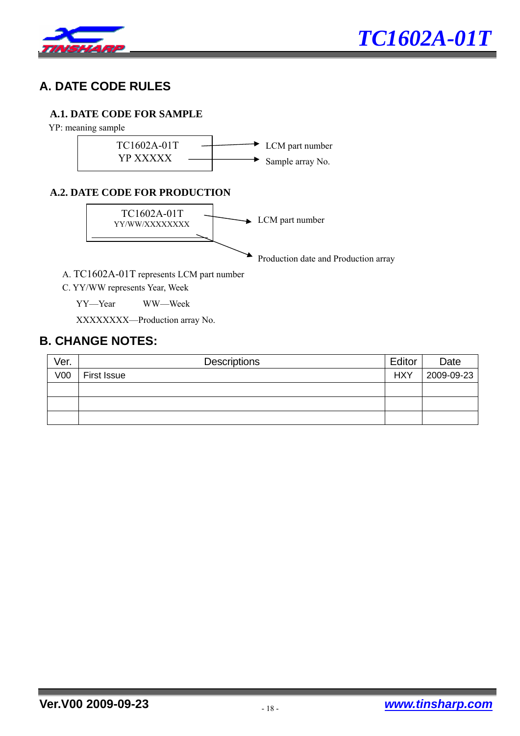## A. DATE CODE RULES

### A.1. DATE CODE FOR SAMPLE

YP: meaning sample

TC1602A-01T → LCM part number
YP XXXXX → Sample array No.

### A.2. DATE CODE FOR PRODUCTION

TC1602A-01T → LCM part number
YY/WW/XXXXXXXX → Production date and Production array

A. TC1602A-01T represents LCM part number

C. YY/WW represents Year, Week

YY—Year WW—Week

XXXXXXXX—Production array No.

## B. CHANGE NOTES:

| Ver. | Descriptions | Editor | Date |
|---|---|---|---|
| V00 | First Issue | HXY | 2009-09-23 |
| | | | |
| | | | |
| | | | |